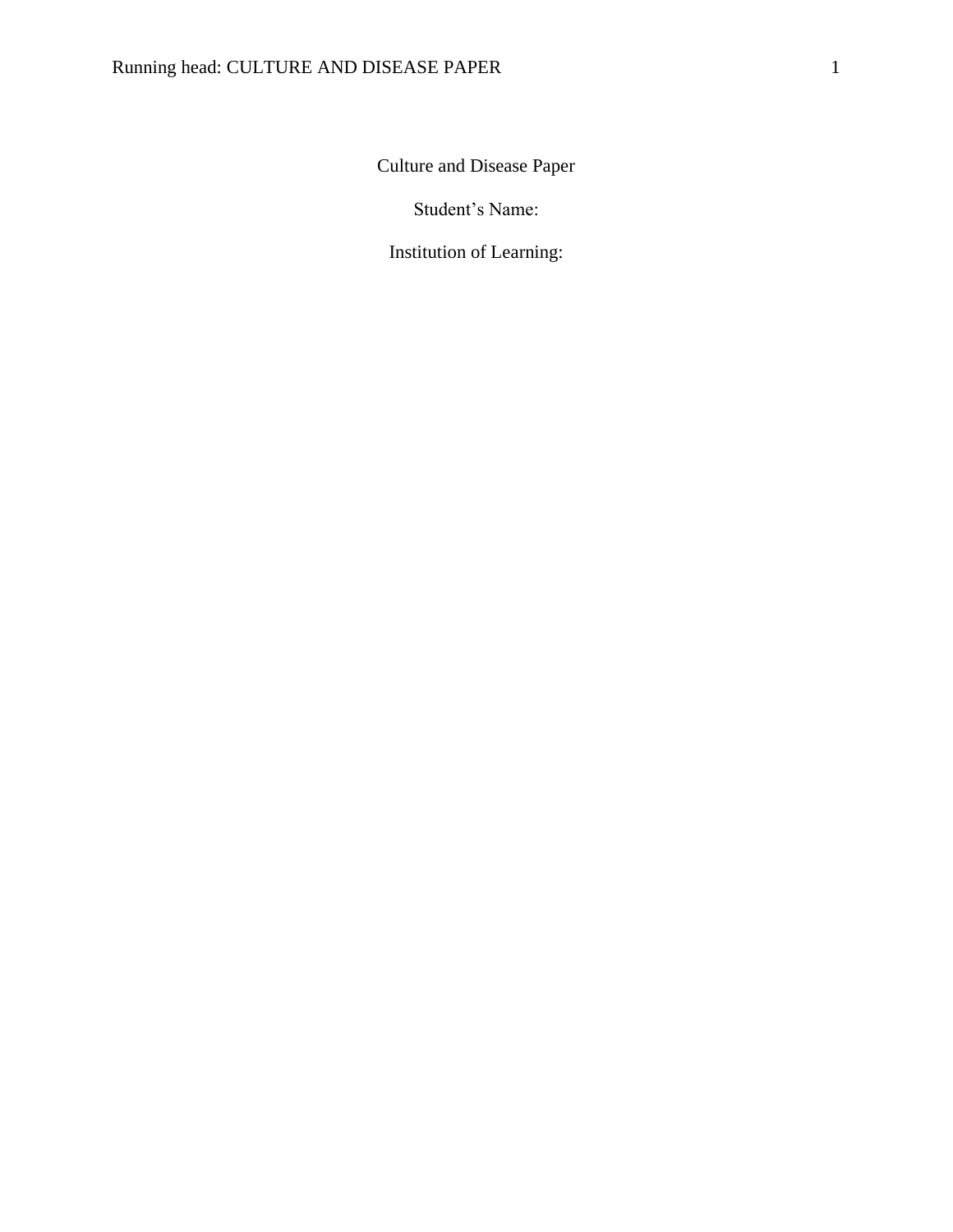# Culture and Disease Paper

Student's Name:

Institution of Learning: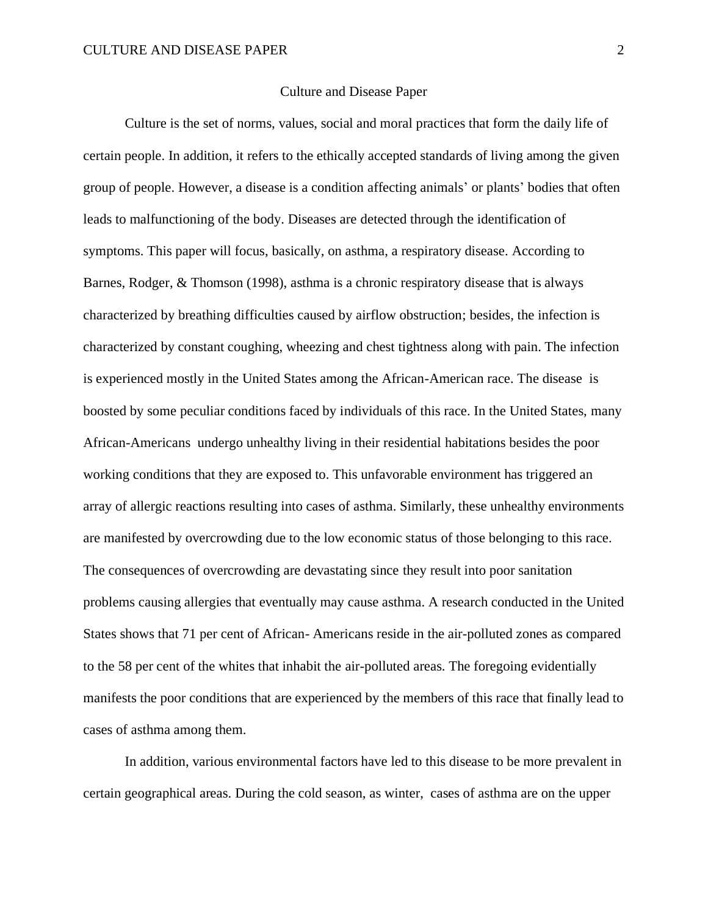# Culture and Disease Paper

Culture is the set of norms, values, social and moral practices that form the daily life of certain people. In addition, it refers to the ethically accepted standards of living among the given group of people. However, a disease is a condition affecting animals' or plants' bodies that often leads to malfunctioning of the body. Diseases are detected through the identification of symptoms. This paper will focus, basically, on asthma, a respiratory disease. According to Barnes, Rodger, & Thomson (1998), asthma is a chronic respiratory disease that is always characterized by breathing difficulties caused by airflow obstruction; besides, the infection is characterized by constant coughing, wheezing and chest tightness along with pain. The infection is experienced mostly in the United States among the African-American race. The disease is boosted by some peculiar conditions faced by individuals of this race. In the United States, many African-Americans undergo unhealthy living in their residential habitations besides the poor working conditions that they are exposed to. This unfavorable environment has triggered an array of allergic reactions resulting into cases of asthma. Similarly, these unhealthy environments are manifested by overcrowding due to the low economic status of those belonging to this race. The consequences of overcrowding are devastating since they result into poor sanitation problems causing allergies that eventually may cause asthma. A research conducted in the United States shows that 71 per cent of African- Americans reside in the air-polluted zones as compared to the 58 per cent of the whites that inhabit the air-polluted areas. The foregoing evidentially manifests the poor conditions that are experienced by the members of this race that finally lead to cases of asthma among them.

In addition, various environmental factors have led to this disease to be more prevalent in certain geographical areas. During the cold season, as winter, cases of asthma are on the upper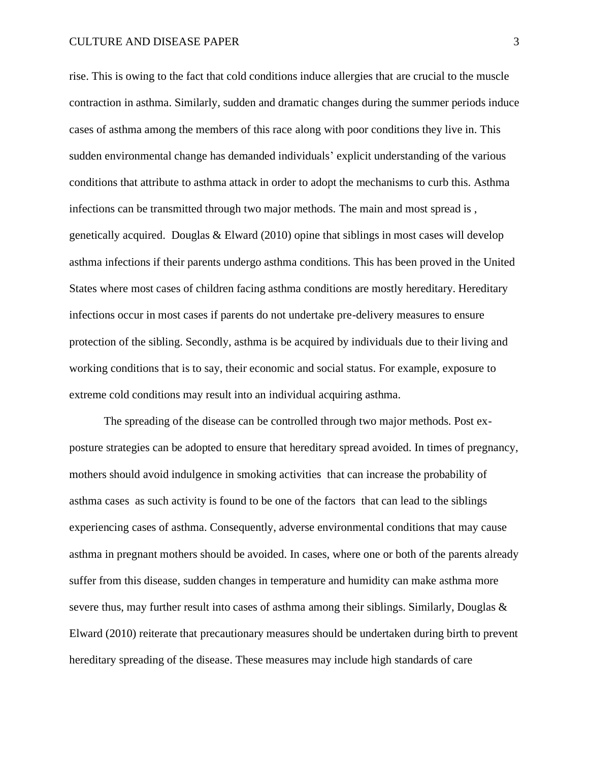rise. This is owing to the fact that cold conditions induce allergies that are crucial to the muscle contraction in asthma. Similarly, sudden and dramatic changes during the summer periods induce cases of asthma among the members of this race along with poor conditions they live in. This sudden environmental change has demanded individuals' explicit understanding of the various conditions that attribute to asthma attack in order to adopt the mechanisms to curb this. Asthma infections can be transmitted through two major methods. The main and most spread is , genetically acquired. Douglas & Elward (2010) opine that siblings in most cases will develop asthma infections if their parents undergo asthma conditions. This has been proved in the United States where most cases of children facing asthma conditions are mostly hereditary. Hereditary infections occur in most cases if parents do not undertake pre-delivery measures to ensure protection of the sibling. Secondly, asthma is be acquired by individuals due to their living and working conditions that is to say, their economic and social status. For example, exposure to extreme cold conditions may result into an individual acquiring asthma.

The spreading of the disease can be controlled through two major methods. Post ex-posture strategies can be adopted to ensure that hereditary spread avoided. In times of pregnancy, mothers should avoid indulgence in smoking activities that can increase the probability of asthma cases as such activity is found to be one of the factors that can lead to the siblings experiencing cases of asthma. Consequently, adverse environmental conditions that may cause asthma in pregnant mothers should be avoided. In cases, where one or both of the parents already suffer from this disease, sudden changes in temperature and humidity can make asthma more severe thus, may further result into cases of asthma among their siblings. Similarly, Douglas & Elward (2010) reiterate that precautionary measures should be undertaken during birth to prevent hereditary spreading of the disease. These measures may include high standards of care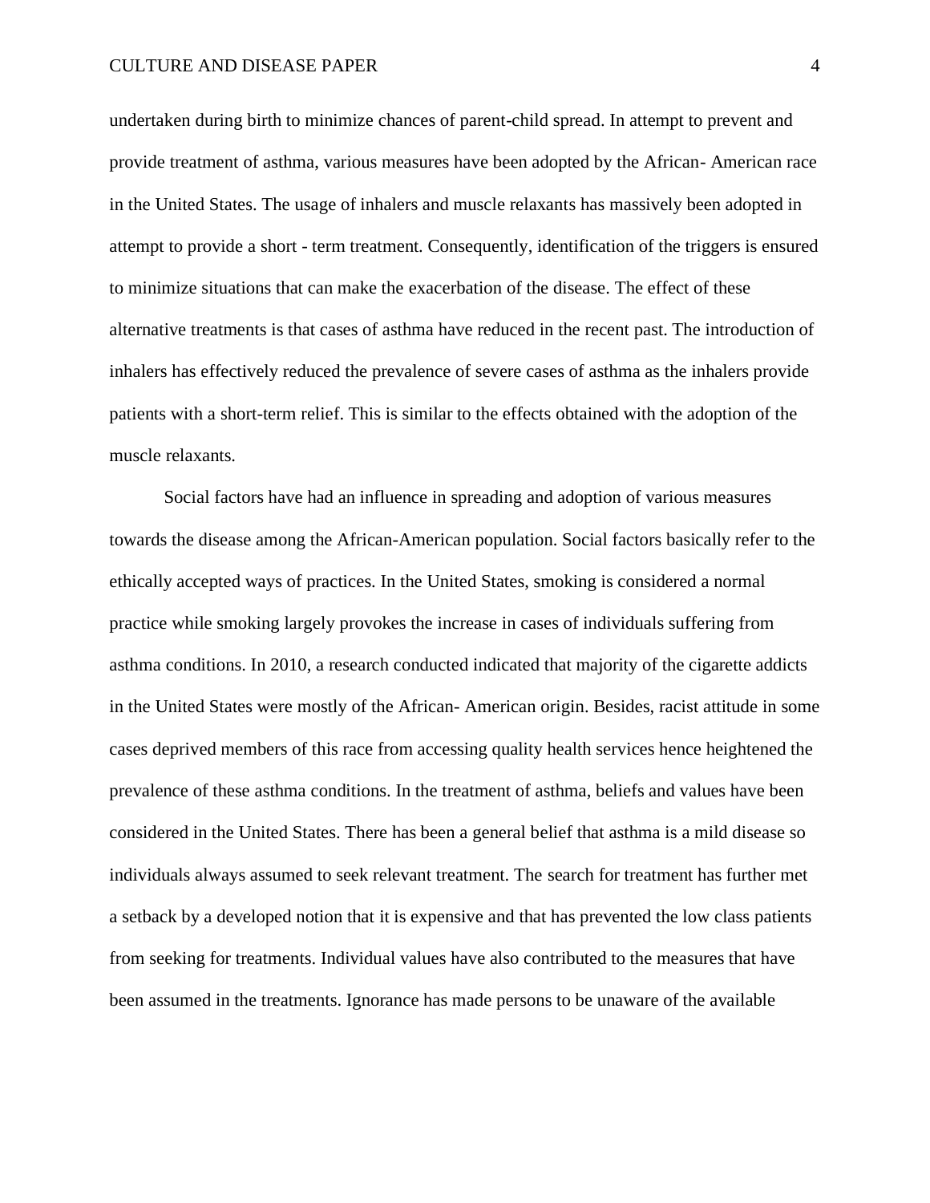undertaken during birth to minimize chances of parent-child spread. In attempt to prevent and provide treatment of asthma, various measures have been adopted by the African- American race in the United States. The usage of inhalers and muscle relaxants has massively been adopted in attempt to provide a short - term treatment. Consequently, identification of the triggers is ensured to minimize situations that can make the exacerbation of the disease. The effect of these alternative treatments is that cases of asthma have reduced in the recent past. The introduction of inhalers has effectively reduced the prevalence of severe cases of asthma as the inhalers provide patients with a short-term relief. This is similar to the effects obtained with the adoption of the muscle relaxants.

Social factors have had an influence in spreading and adoption of various measures towards the disease among the African-American population. Social factors basically refer to the ethically accepted ways of practices. In the United States, smoking is considered a normal practice while smoking largely provokes the increase in cases of individuals suffering from asthma conditions. In 2010, a research conducted indicated that majority of the cigarette addicts in the United States were mostly of the African- American origin. Besides, racist attitude in some cases deprived members of this race from accessing quality health services hence heightened the prevalence of these asthma conditions. In the treatment of asthma, beliefs and values have been considered in the United States. There has been a general belief that asthma is a mild disease so individuals always assumed to seek relevant treatment. The search for treatment has further met a setback by a developed notion that it is expensive and that has prevented the low class patients from seeking for treatments. Individual values have also contributed to the measures that have been assumed in the treatments. Ignorance has made persons to be unaware of the available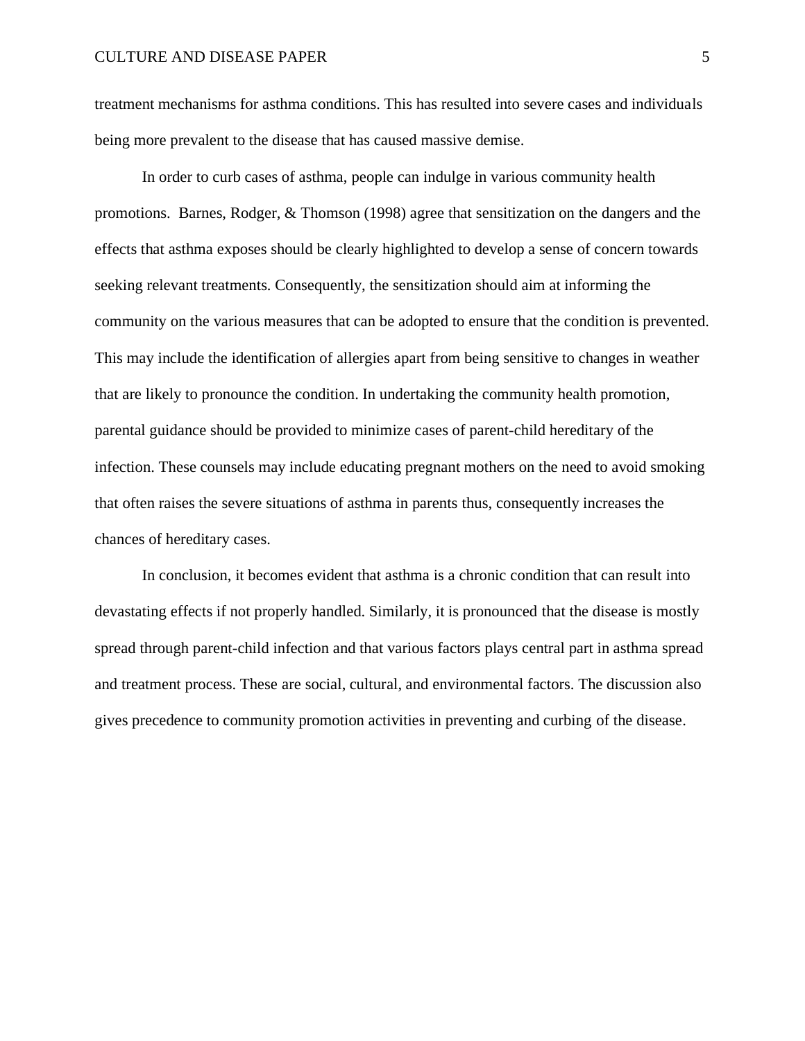treatment mechanisms for asthma conditions. This has resulted into severe cases and individuals being more prevalent to the disease that has caused massive demise.

In order to curb cases of asthma, people can indulge in various community health promotions. Barnes, Rodger, & Thomson (1998) agree that sensitization on the dangers and the effects that asthma exposes should be clearly highlighted to develop a sense of concern towards seeking relevant treatments. Consequently, the sensitization should aim at informing the community on the various measures that can be adopted to ensure that the condition is prevented. This may include the identification of allergies apart from being sensitive to changes in weather that are likely to pronounce the condition. In undertaking the community health promotion, parental guidance should be provided to minimize cases of parent-child hereditary of the infection. These counsels may include educating pregnant mothers on the need to avoid smoking that often raises the severe situations of asthma in parents thus, consequently increases the chances of hereditary cases.

In conclusion, it becomes evident that asthma is a chronic condition that can result into devastating effects if not properly handled. Similarly, it is pronounced that the disease is mostly spread through parent-child infection and that various factors plays central part in asthma spread and treatment process. These are social, cultural, and environmental factors. The discussion also gives precedence to community promotion activities in preventing and curbing of the disease.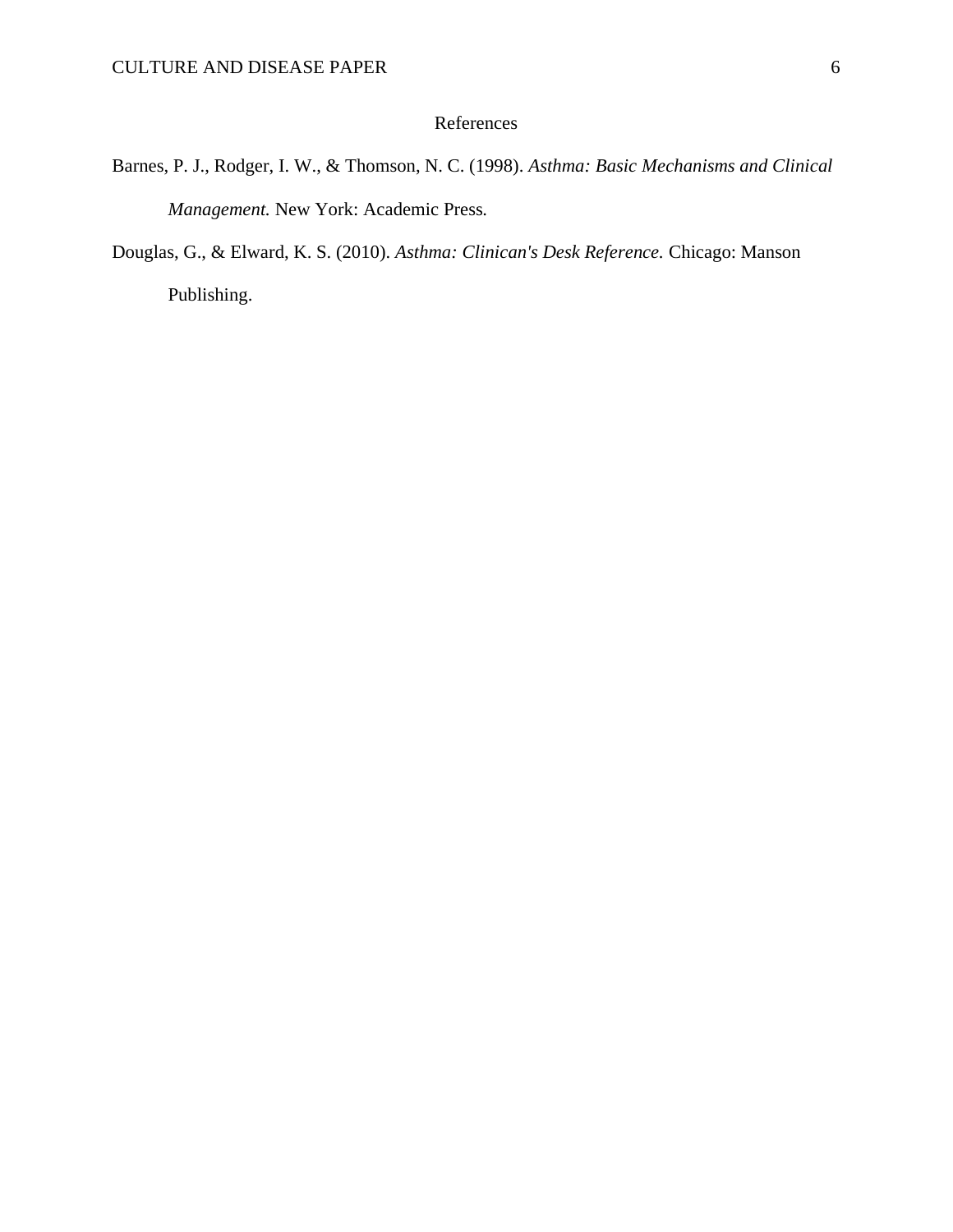# References

Barnes, P. J., Rodger, I. W., & Thomson, N. C. (1998). *Asthma: Basic Mechanisms and Clinical Management.* New York: Academic Press.

Douglas, G., & Elward, K. S. (2010). *Asthma: Clinican's Desk Reference.* Chicago: Manson Publishing.